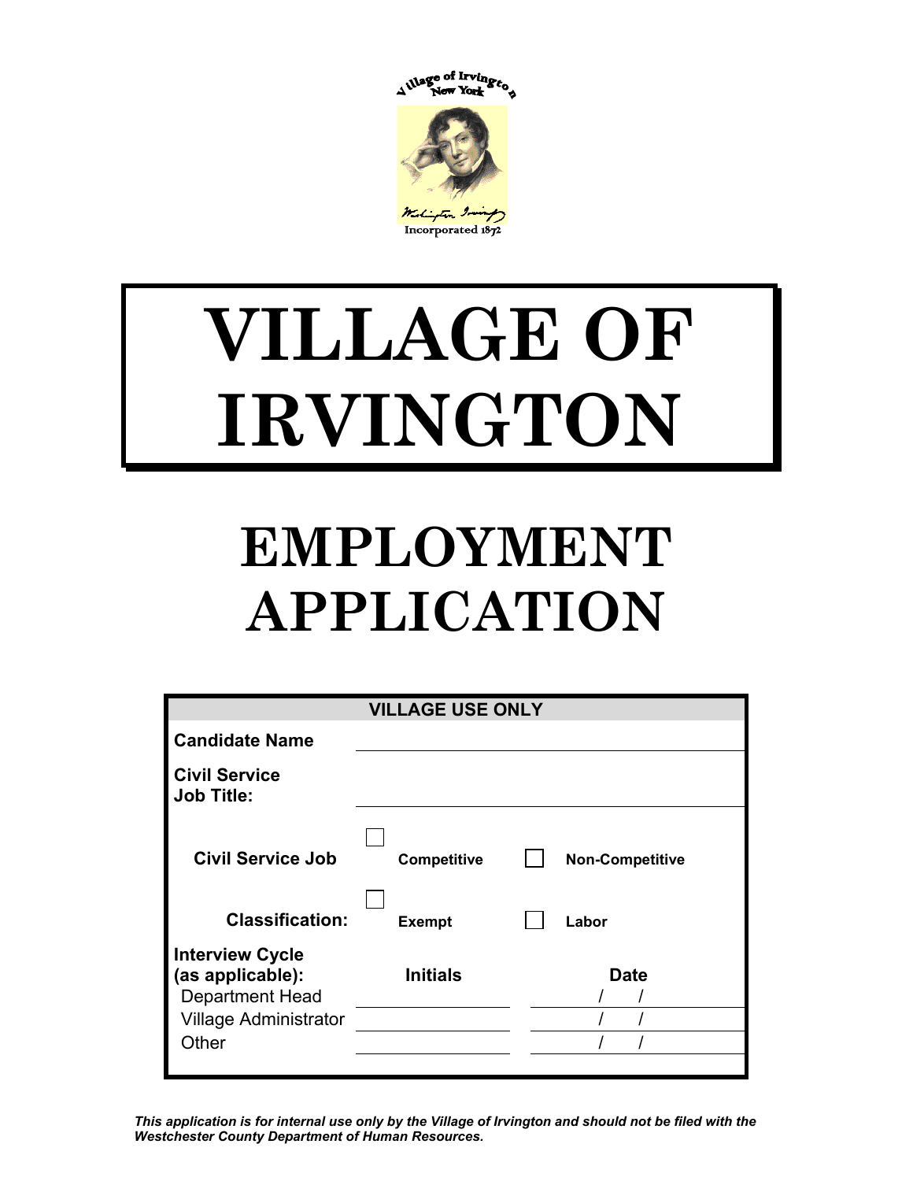Village of Irvington
New York
Washington Irving
Incorporated 1872

# VILLAGE OF IRVINGTON

# EMPLOYMENT APPLICATION

| VILLAGE USE ONLY | | |
|---|---|---|
| **Candidate Name** | | |
| **Civil Service Job Title:** | | |
| **Civil Service Job** | ☐ Competitive | ☐ Non-Competitive |
| **Classification:** | ☐ Exempt | ☐ Labor |
| **Interview Cycle (as applicable):** | **Initials** | **Date** |
| Department Head | | / / |
| Village Administrator | | / / |
| Other | | / / |

*This application is for internal use only by the Village of Irvington and should not be filed with the Westchester County Department of Human Resources.*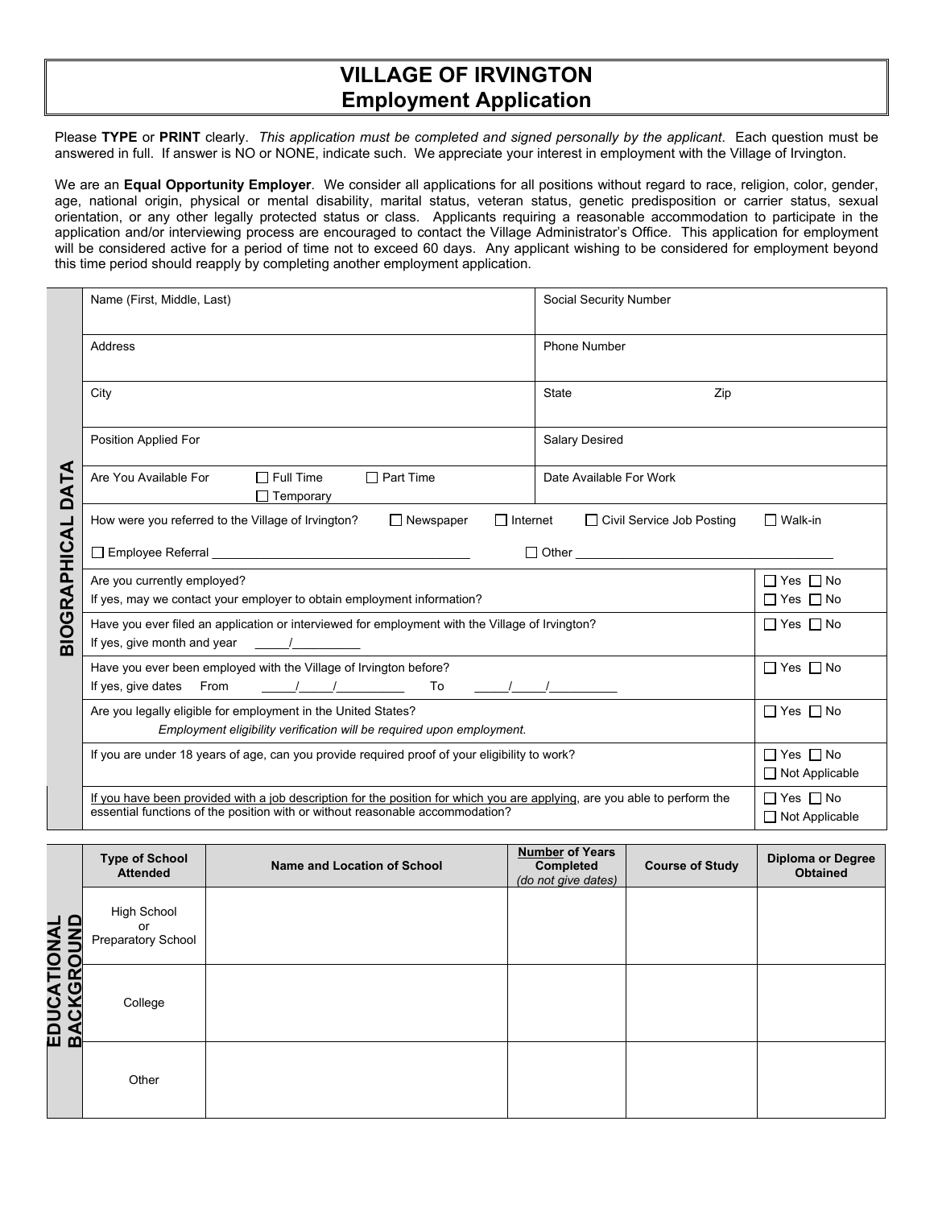# VILLAGE OF IRVINGTON
## Employment Application

Please **TYPE** or **PRINT** clearly. *This application must be completed and signed personally by the applicant*. Each question must be answered in full. If answer is NO or NONE, indicate such. We appreciate your interest in employment with the Village of Irvington.

We are an **Equal Opportunity Employer**. We consider all applications for all positions without regard to race, religion, color, gender, age, national origin, physical or mental disability, marital status, veteran status, genetic predisposition or carrier status, sexual orientation, or any other legally protected status or class. Applicants requiring a reasonable accommodation to participate in the application and/or interviewing process are encouraged to contact the Village Administrator's Office. This application for employment will be considered active for a period of time not to exceed 60 days. Any applicant wishing to be considered for employment beyond this time period should reapply by completing another employment application.

### BIOGRAPHICAL DATA

| | |
|---|---|
| Name (First, Middle, Last) | Social Security Number |
| Address | Phone Number |
| City | State Zip |
| Position Applied For | Salary Desired |
| Are You Available For ☐ Full Time ☐ Part Time ☐ Temporary | Date Available For Work |

How were you referred to the Village of Irvington? ☐ Newspaper ☐ Internet ☐ Civil Service Job Posting ☐ Walk-in

☐ Employee Referral ______________________ ☐ Other ______________________

| | |
|---|---|
| Are you currently employed?<br>If yes, may we contact your employer to obtain employment information? | ☐ Yes ☐ No<br>☐ Yes ☐ No |
| Have you ever filed an application or interviewed for employment with the Village of Irvington?<br>If yes, give month and year _____/__________ | ☐ Yes ☐ No |
| Have you ever been employed with the Village of Irvington before?<br>If yes, give dates From _____/_____/__________ To _____/_____/__________ | ☐ Yes ☐ No |
| Are you legally eligible for employment in the United States?<br>*Employment eligibility verification will be required upon employment.* | ☐ Yes ☐ No |
| If you are under 18 years of age, can you provide required proof of your eligibility to work? | ☐ Yes ☐ No<br>☐ Not Applicable |
| If you have been provided with a job description for the position for which you are applying, are you able to perform the essential functions of the position with or without reasonable accommodation? | ☐ Yes ☐ No<br>☐ Not Applicable |

### EDUCATIONAL BACKGROUND

| Type of School Attended | Name and Location of School | **Number** of Years Completed *(do not give dates)* | Course of Study | Diploma or Degree Obtained |
|---|---|---|---|---|
| High School or Preparatory School | | | | |
| College | | | | |
| Other | | | | |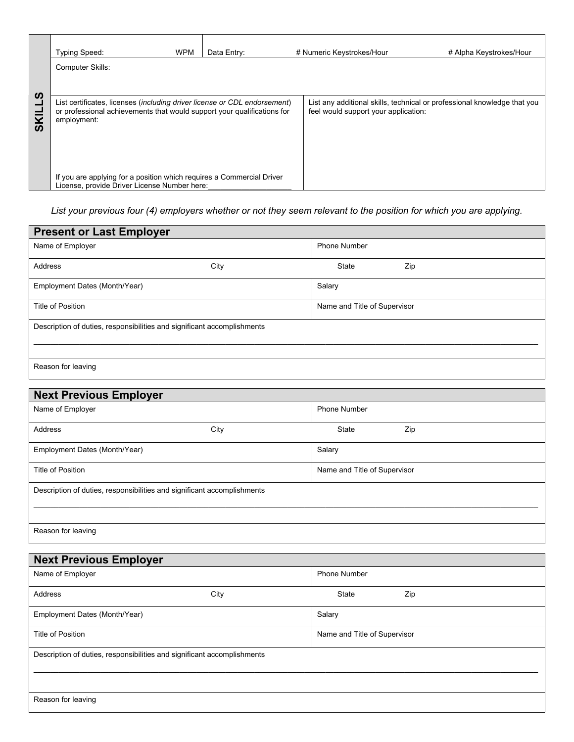## SKILLS

| | |
|---|---|
| Typing Speed: WPM | Data Entry: # Numeric Keystrokes/Hour # Alpha Keystrokes/Hour |
| Computer Skills: | |
| List certificates, licenses (*including driver license or CDL endorsement*) or professional achievements that would support your qualifications for employment: <br><br> If you are applying for a position which requires a Commercial Driver License, provide Driver License Number here:____________________ | List any additional skills, technical or professional knowledge that you feel would support your application: |

*List your previous four (4) employers whether or not they seem relevant to the position for which you are applying.*

### Present or Last Employer

| | |
|---|---|
| Name of Employer | Phone Number |
| Address City | State Zip |
| Employment Dates (Month/Year) | Salary |
| Title of Position | Name and Title of Supervisor |
| Description of duties, responsibilities and significant accomplishments | |
| Reason for leaving | |

### Next Previous Employer

| | |
|---|---|
| Name of Employer | Phone Number |
| Address City | State Zip |
| Employment Dates (Month/Year) | Salary |
| Title of Position | Name and Title of Supervisor |
| Description of duties, responsibilities and significant accomplishments | |
| Reason for leaving | |

### Next Previous Employer

| | |
|---|---|
| Name of Employer | Phone Number |
| Address City | State Zip |
| Employment Dates (Month/Year) | Salary |
| Title of Position | Name and Title of Supervisor |
| Description of duties, responsibilities and significant accomplishments | |
| Reason for leaving | |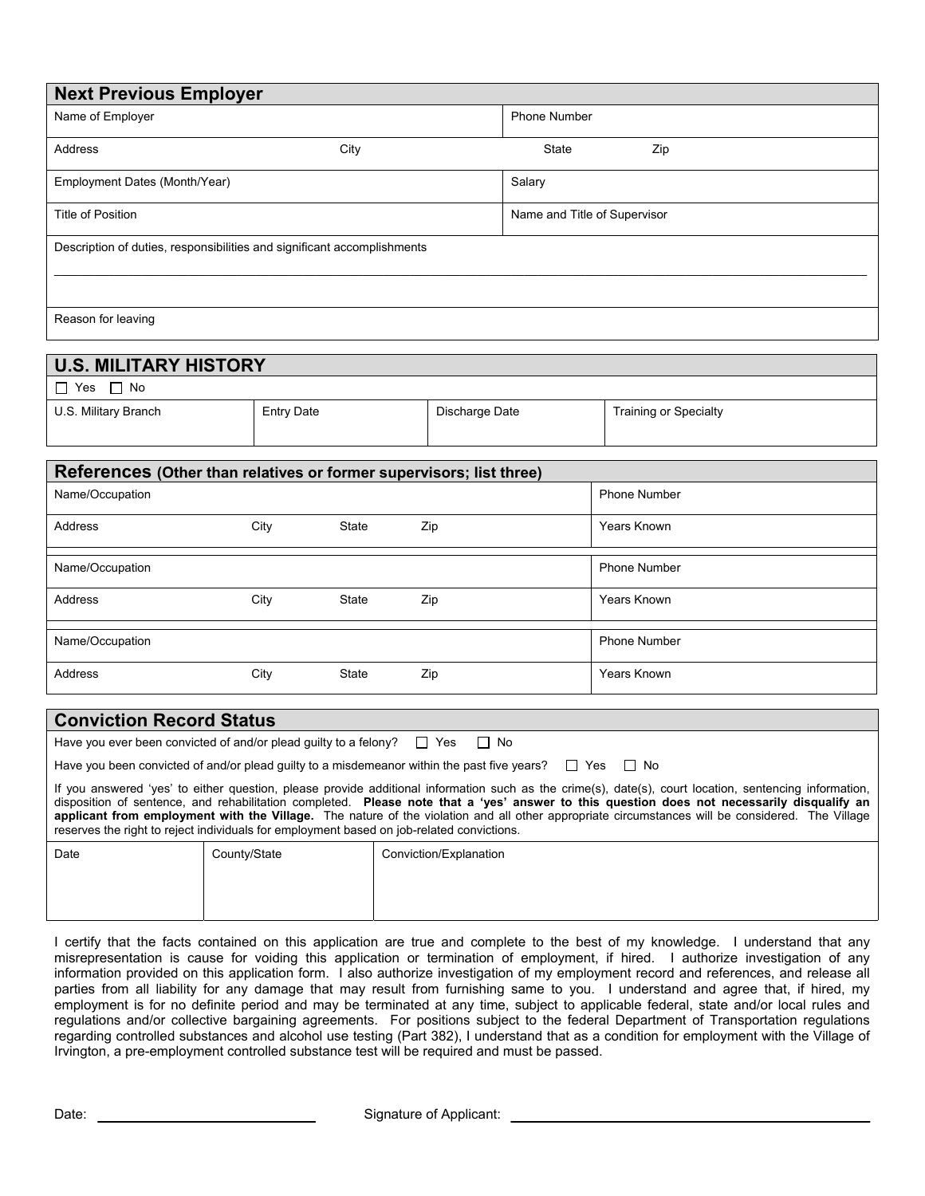## Next Previous Employer

| | |
|---|---|
| Name of Employer | Phone Number |
| Address &nbsp;&nbsp;&nbsp;&nbsp; City | State &nbsp;&nbsp;&nbsp;&nbsp; Zip |
| Employment Dates (Month/Year) | Salary |
| Title of Position | Name and Title of Supervisor |

Description of duties, responsibilities and significant accomplishments

Reason for leaving

## U.S. MILITARY HISTORY

☐ Yes ☐ No

| U.S. Military Branch | Entry Date | Discharge Date | Training or Specialty |
|---|---|---|---|
| | | | |

## References (Other than relatives or former supervisors; list three)

| | | | | |
|---|---|---|---|---|
| Name/Occupation | | | | Phone Number |
| Address | City | State | Zip | Years Known |
| Name/Occupation | | | | Phone Number |
| Address | City | State | Zip | Years Known |
| Name/Occupation | | | | Phone Number |
| Address | City | State | Zip | Years Known |

## Conviction Record Status

Have you ever been convicted of and/or plead guilty to a felony? ☐ Yes ☐ No

Have you been convicted of and/or plead guilty to a misdemeanor within the past five years? ☐ Yes ☐ No

If you answered 'yes' to either question, please provide additional information such as the crime(s), date(s), court location, sentencing information, disposition of sentence, and rehabilitation completed. **Please note that a 'yes' answer to this question does not necessarily disqualify an applicant from employment with the Village.** The nature of the violation and all other appropriate circumstances will be considered. The Village reserves the right to reject individuals for employment based on job-related convictions.

| Date | County/State | Conviction/Explanation |
|---|---|---|
| | | |

I certify that the facts contained on this application are true and complete to the best of my knowledge. I understand that any misrepresentation is cause for voiding this application or termination of employment, if hired. I authorize investigation of any information provided on this application form. I also authorize investigation of my employment record and references, and release all parties from all liability for any damage that may result from furnishing same to you. I understand and agree that, if hired, my employment is for no definite period and may be terminated at any time, subject to applicable federal, state and/or local rules and regulations and/or collective bargaining agreements. For positions subject to the federal Department of Transportation regulations regarding controlled substances and alcohol use testing (Part 382), I understand that as a condition for employment with the Village of Irvington, a pre-employment controlled substance test will be required and must be passed.

Date: ______________________ Signature of Applicant: ______________________________